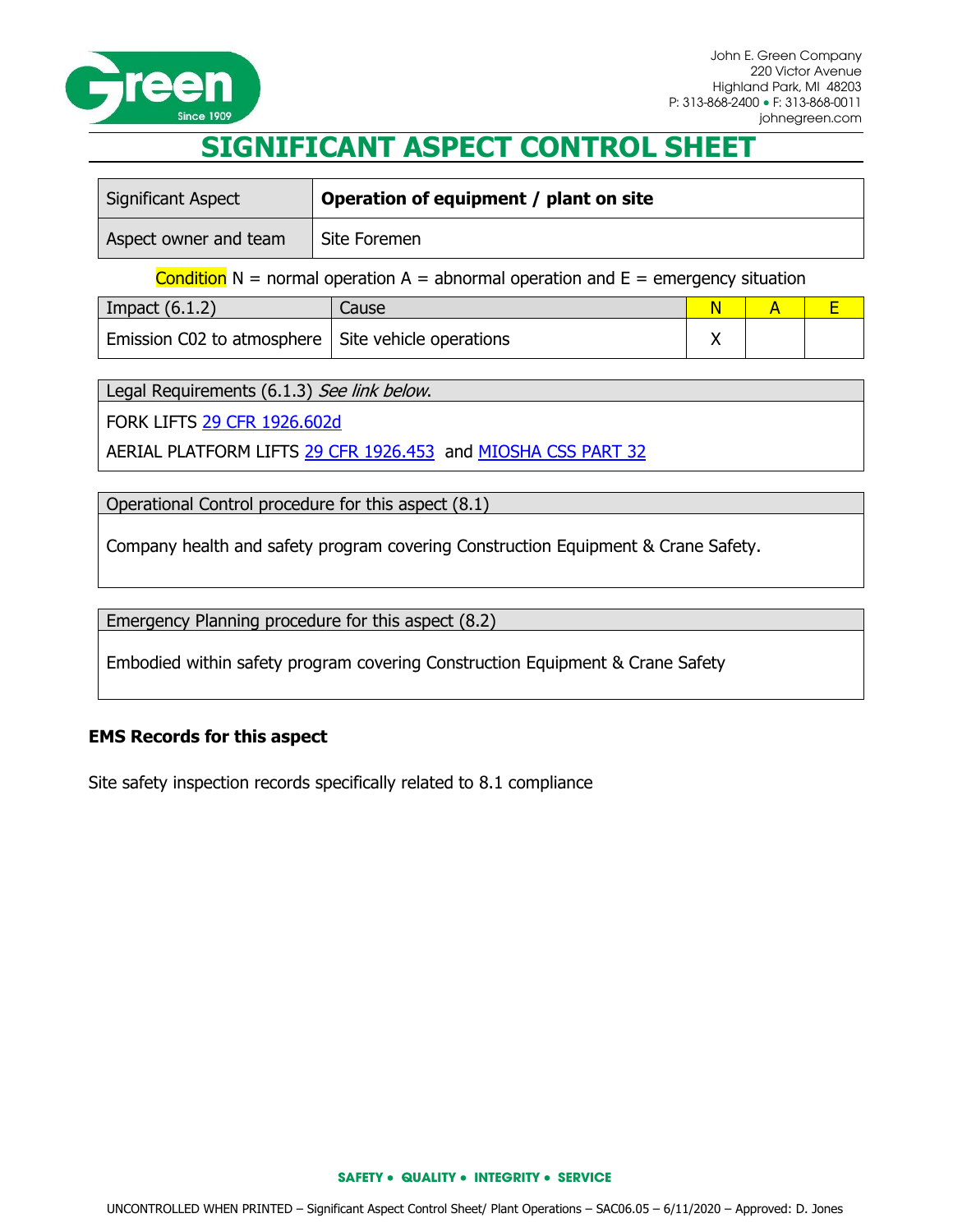John E. Green Company
220 Victor Avenue
Highland Park, MI 48203
P: 313-868-2400 • F: 313-868-0011
johnegreen.com

# SIGNIFICANT ASPECT CONTROL SHEET

| Significant Aspect | **Operation of equipment / plant on site** |
|---|---|
| Aspect owner and team | Site Foremen |

Condition N = normal operation A = abnormal operation and E = emergency situation

| Impact (6.1.2) | Cause | N | A | E |
|---|---|---|---|---|
| Emission C02 to atmosphere | Site vehicle operations | X | | |

| Legal Requirements (6.1.3) *See link below*. |
|---|
| FORK LIFTS 29 CFR 1926.602d |
| AERIAL PLATFORM LIFTS 29 CFR 1926.453 and MIOSHA CSS PART 32 |

| Operational Control procedure for this aspect (8.1) |
|---|
| Company health and safety program covering Construction Equipment & Crane Safety. |

| Emergency Planning procedure for this aspect (8.2) |
|---|
| Embodied within safety program covering Construction Equipment & Crane Safety |

**EMS Records for this aspect**

Site safety inspection records specifically related to 8.1 compliance

SAFETY • QUALITY • INTEGRITY • SERVICE

UNCONTROLLED WHEN PRINTED – Significant Aspect Control Sheet/ Plant Operations – SAC06.05 – 6/11/2020 – Approved: D. Jones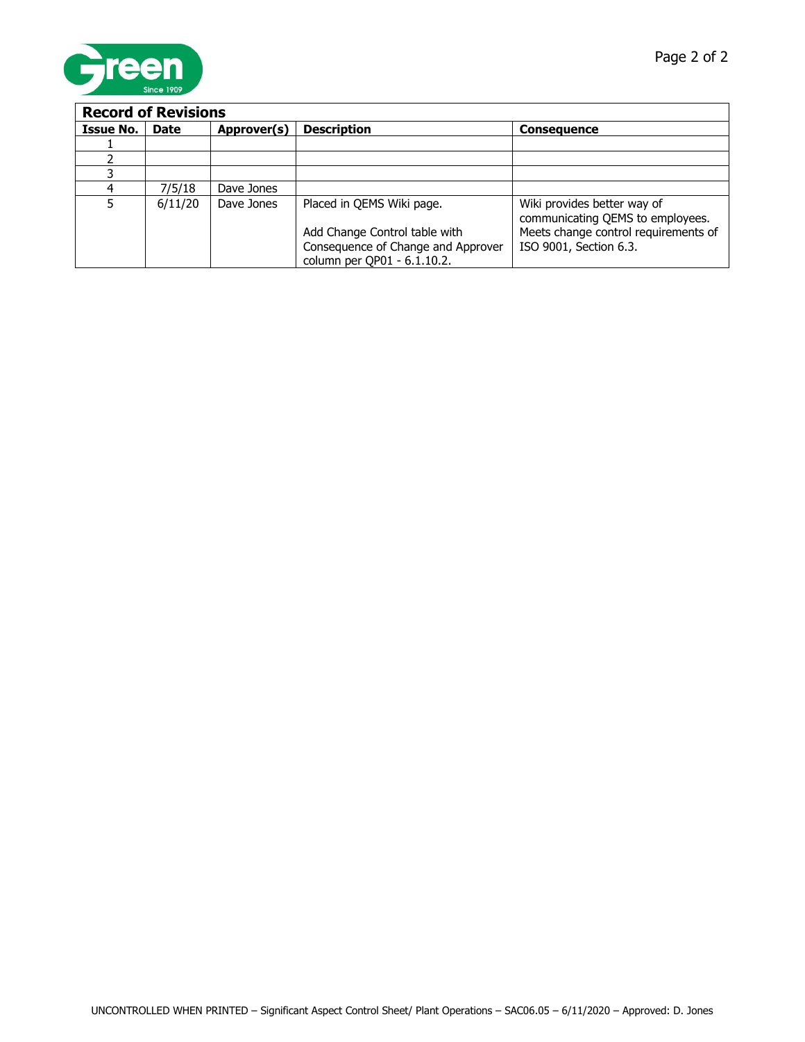## Record of Revisions

| Issue No. | Date | Approver(s) | Description | Consequence |
|---|---|---|---|---|
| 1 | | | | |
| 2 | | | | |
| 3 | | | | |
| 4 | 7/5/18 | Dave Jones | | |
| 5 | 6/11/20 | Dave Jones | Placed in QEMS Wiki page.<br><br>Add Change Control table with Consequence of Change and Approver column per QP01 - 6.1.10.2. | Wiki provides better way of communicating QEMS to employees. Meets change control requirements of ISO 9001, Section 6.3. |

UNCONTROLLED WHEN PRINTED – Significant Aspect Control Sheet/ Plant Operations – SAC06.05 – 6/11/2020 – Approved: D. Jones